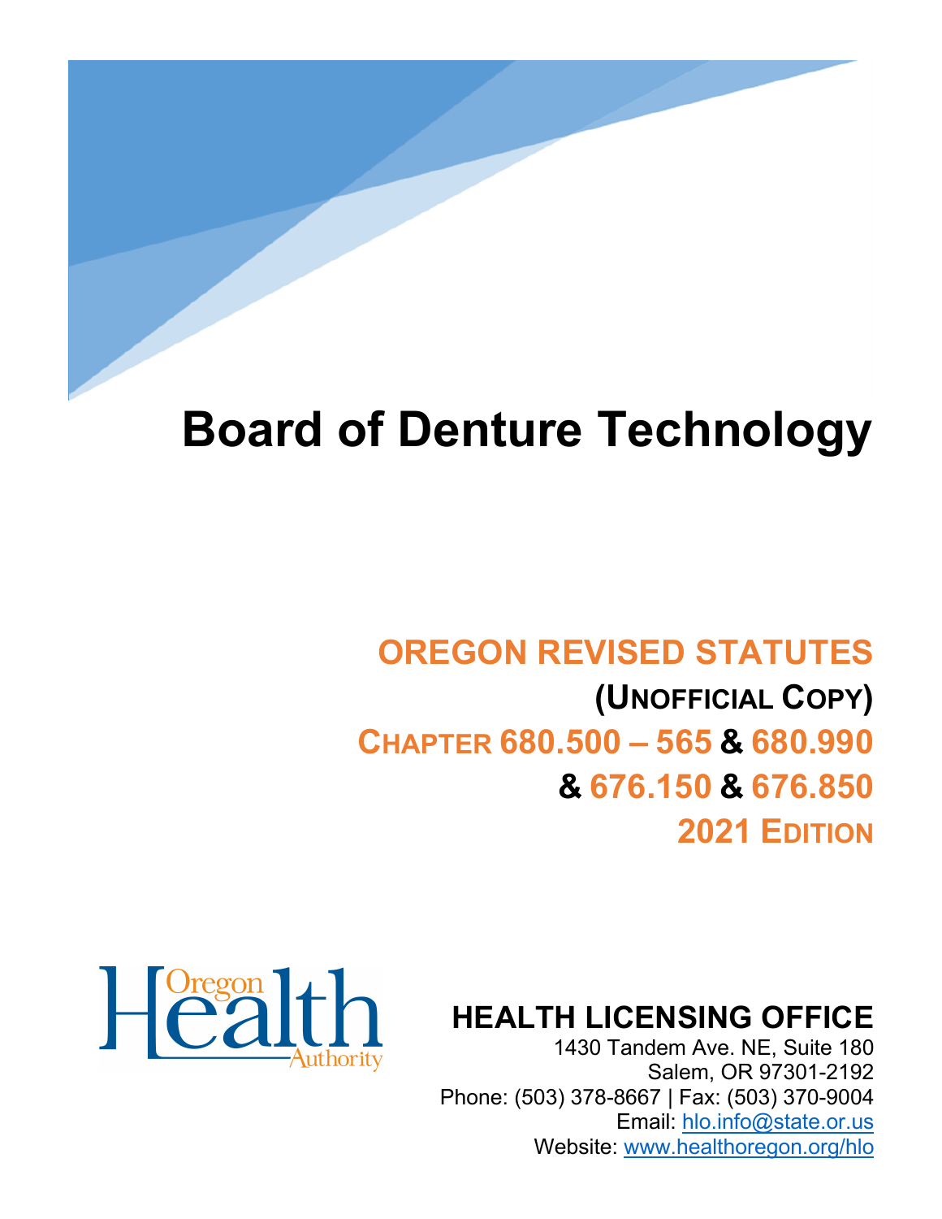# Board of Denture Technology

## OREGON REVISED STATUTES

**(UNOFFICIAL COPY)**

**CHAPTER 680.500 – 565 & 680.990**

**& 676.150 & 676.850**

**2021 EDITION**

Oregon Health Authority

**HEALTH LICENSING OFFICE**

1430 Tandem Ave. NE, Suite 180
Salem, OR 97301-2192
Phone: (503) 378-8667 | Fax: (503) 370-9004
Email: hlo.info@state.or.us
Website: www.healthoregon.org/hlo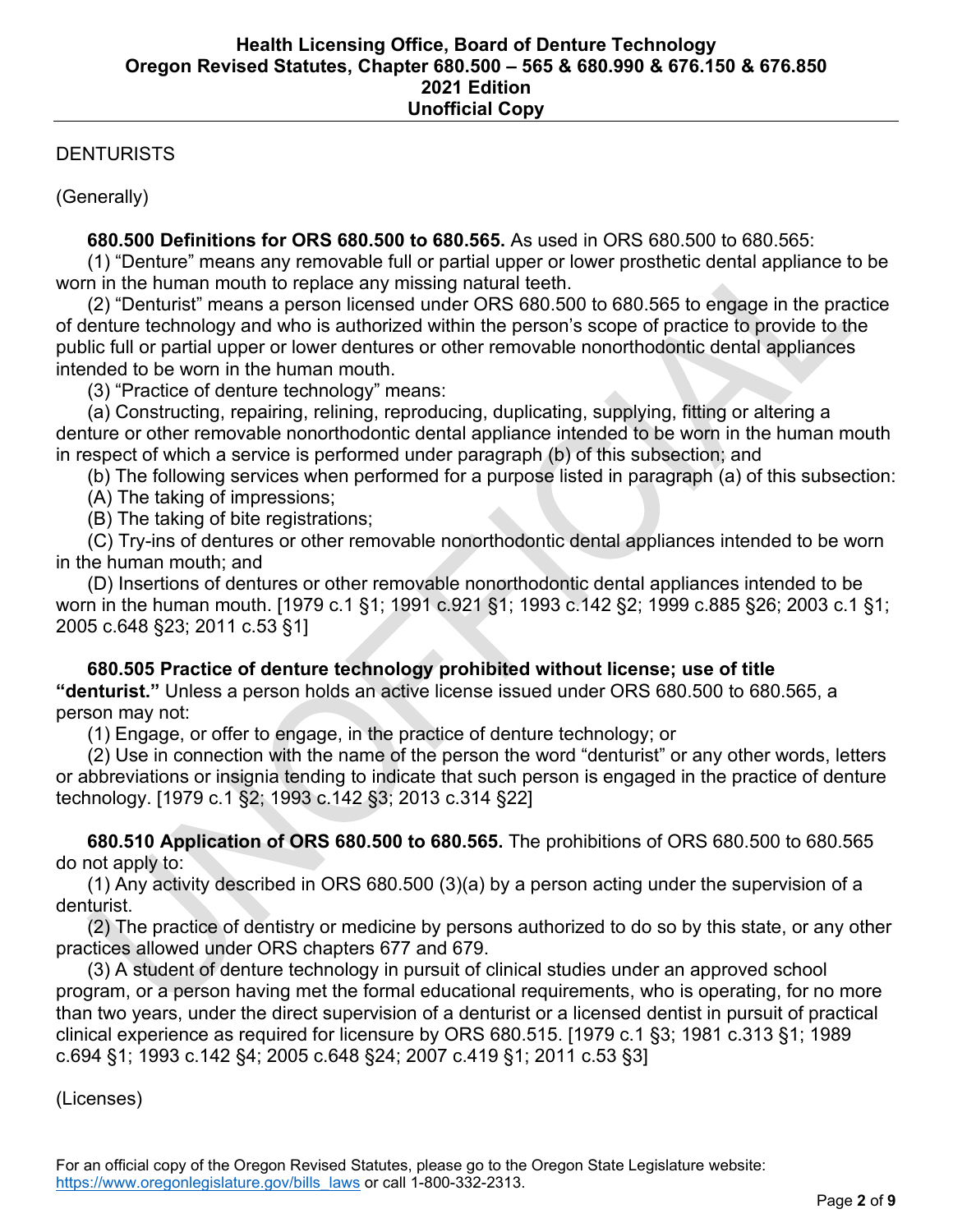DENTURISTS

(Generally)

**680.500 Definitions for ORS 680.500 to 680.565.** As used in ORS 680.500 to 680.565:

(1) "Denture" means any removable full or partial upper or lower prosthetic dental appliance to be worn in the human mouth to replace any missing natural teeth.

(2) "Denturist" means a person licensed under ORS 680.500 to 680.565 to engage in the practice of denture technology and who is authorized within the person's scope of practice to provide to the public full or partial upper or lower dentures or other removable nonorthodontic dental appliances intended to be worn in the human mouth.

(3) "Practice of denture technology" means:

(a) Constructing, repairing, relining, reproducing, duplicating, supplying, fitting or altering a denture or other removable nonorthodontic dental appliance intended to be worn in the human mouth in respect of which a service is performed under paragraph (b) of this subsection; and

(b) The following services when performed for a purpose listed in paragraph (a) of this subsection:

(A) The taking of impressions;

(B) The taking of bite registrations;

(C) Try-ins of dentures or other removable nonorthodontic dental appliances intended to be worn in the human mouth; and

(D) Insertions of dentures or other removable nonorthodontic dental appliances intended to be worn in the human mouth. [1979 c.1 §1; 1991 c.921 §1; 1993 c.142 §2; 1999 c.885 §26; 2003 c.1 §1; 2005 c.648 §23; 2011 c.53 §1]

**680.505 Practice of denture technology prohibited without license; use of title "denturist."** Unless a person holds an active license issued under ORS 680.500 to 680.565, a person may not:

(1) Engage, or offer to engage, in the practice of denture technology; or

(2) Use in connection with the name of the person the word "denturist" or any other words, letters or abbreviations or insignia tending to indicate that such person is engaged in the practice of denture technology. [1979 c.1 §2; 1993 c.142 §3; 2013 c.314 §22]

**680.510 Application of ORS 680.500 to 680.565.** The prohibitions of ORS 680.500 to 680.565 do not apply to:

(1) Any activity described in ORS 680.500 (3)(a) by a person acting under the supervision of a denturist.

(2) The practice of dentistry or medicine by persons authorized to do so by this state, or any other practices allowed under ORS chapters 677 and 679.

(3) A student of denture technology in pursuit of clinical studies under an approved school program, or a person having met the formal educational requirements, who is operating, for no more than two years, under the direct supervision of a denturist or a licensed dentist in pursuit of practical clinical experience as required for licensure by ORS 680.515. [1979 c.1 §3; 1981 c.313 §1; 1989 c.694 §1; 1993 c.142 §4; 2005 c.648 §24; 2007 c.419 §1; 2011 c.53 §3]

(Licenses)

For an official copy of the Oregon Revised Statutes, please go to the Oregon State Legislature website: https://www.oregonlegislature.gov/bills_laws or call 1-800-332-2313.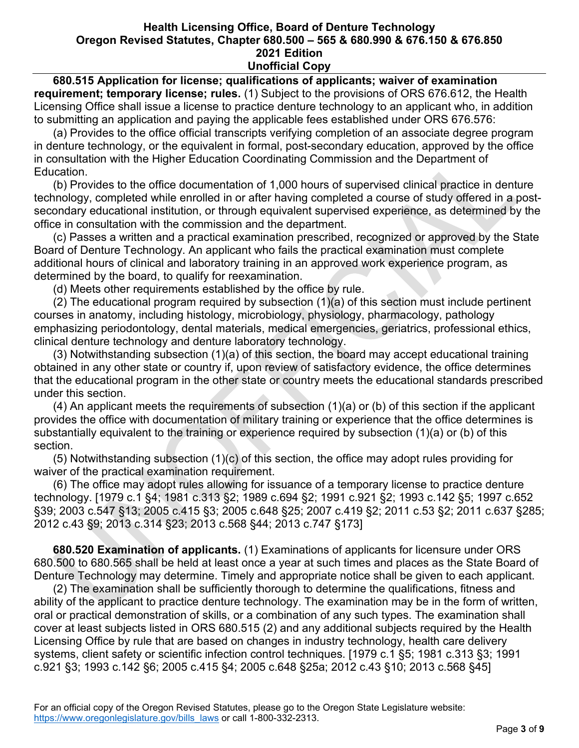**680.515 Application for license; qualifications of applicants; waiver of examination requirement; temporary license; rules.** (1) Subject to the provisions of ORS 676.612, the Health Licensing Office shall issue a license to practice denture technology to an applicant who, in addition to submitting an application and paying the applicable fees established under ORS 676.576:

(a) Provides to the office official transcripts verifying completion of an associate degree program in denture technology, or the equivalent in formal, post-secondary education, approved by the office in consultation with the Higher Education Coordinating Commission and the Department of Education.

(b) Provides to the office documentation of 1,000 hours of supervised clinical practice in denture technology, completed while enrolled in or after having completed a course of study offered in a post-secondary educational institution, or through equivalent supervised experience, as determined by the office in consultation with the commission and the department.

(c) Passes a written and a practical examination prescribed, recognized or approved by the State Board of Denture Technology. An applicant who fails the practical examination must complete additional hours of clinical and laboratory training in an approved work experience program, as determined by the board, to qualify for reexamination.

(d) Meets other requirements established by the office by rule.

(2) The educational program required by subsection (1)(a) of this section must include pertinent courses in anatomy, including histology, microbiology, physiology, pharmacology, pathology emphasizing periodontology, dental materials, medical emergencies, geriatrics, professional ethics, clinical denture technology and denture laboratory technology.

(3) Notwithstanding subsection (1)(a) of this section, the board may accept educational training obtained in any other state or country if, upon review of satisfactory evidence, the office determines that the educational program in the other state or country meets the educational standards prescribed under this section.

(4) An applicant meets the requirements of subsection (1)(a) or (b) of this section if the applicant provides the office with documentation of military training or experience that the office determines is substantially equivalent to the training or experience required by subsection (1)(a) or (b) of this section.

(5) Notwithstanding subsection (1)(c) of this section, the office may adopt rules providing for waiver of the practical examination requirement.

(6) The office may adopt rules allowing for issuance of a temporary license to practice denture technology. [1979 c.1 §4; 1981 c.313 §2; 1989 c.694 §2; 1991 c.921 §2; 1993 c.142 §5; 1997 c.652 §39; 2003 c.547 §13; 2005 c.415 §3; 2005 c.648 §25; 2007 c.419 §2; 2011 c.53 §2; 2011 c.637 §285; 2012 c.43 §9; 2013 c.314 §23; 2013 c.568 §44; 2013 c.747 §173]

**680.520 Examination of applicants.** (1) Examinations of applicants for licensure under ORS 680.500 to 680.565 shall be held at least once a year at such times and places as the State Board of Denture Technology may determine. Timely and appropriate notice shall be given to each applicant.

(2) The examination shall be sufficiently thorough to determine the qualifications, fitness and ability of the applicant to practice denture technology. The examination may be in the form of written, oral or practical demonstration of skills, or a combination of any such types. The examination shall cover at least subjects listed in ORS 680.515 (2) and any additional subjects required by the Health Licensing Office by rule that are based on changes in industry technology, health care delivery systems, client safety or scientific infection control techniques. [1979 c.1 §5; 1981 c.313 §3; 1991 c.921 §3; 1993 c.142 §6; 2005 c.415 §4; 2005 c.648 §25a; 2012 c.43 §10; 2013 c.568 §45]

For an official copy of the Oregon Revised Statutes, please go to the Oregon State Legislature website: https://www.oregonlegislature.gov/bills_laws or call 1-800-332-2313.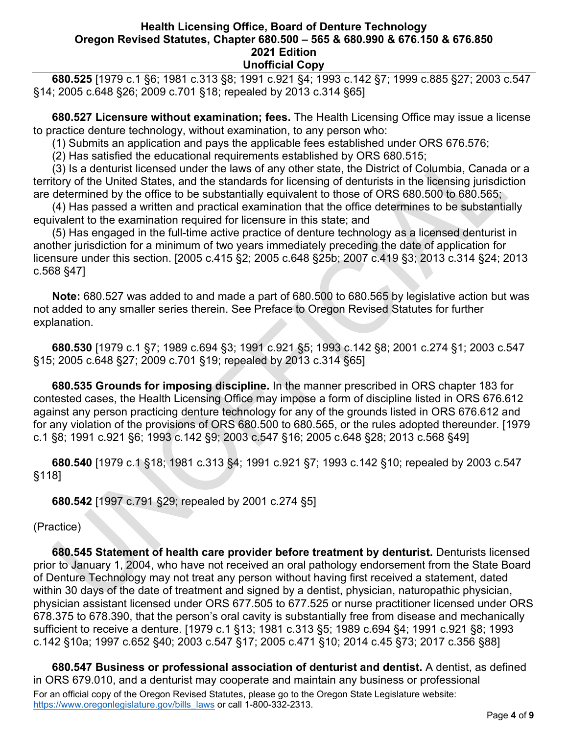**680.525** [1979 c.1 §6; 1981 c.313 §8; 1991 c.921 §4; 1993 c.142 §7; 1999 c.885 §27; 2003 c.547 §14; 2005 c.648 §26; 2009 c.701 §18; repealed by 2013 c.314 §65]

**680.527 Licensure without examination; fees.** The Health Licensing Office may issue a license to practice denture technology, without examination, to any person who:

(1) Submits an application and pays the applicable fees established under ORS 676.576;

(2) Has satisfied the educational requirements established by ORS 680.515;

(3) Is a denturist licensed under the laws of any other state, the District of Columbia, Canada or a territory of the United States, and the standards for licensing of denturists in the licensing jurisdiction are determined by the office to be substantially equivalent to those of ORS 680.500 to 680.565;

(4) Has passed a written and practical examination that the office determines to be substantially equivalent to the examination required for licensure in this state; and

(5) Has engaged in the full-time active practice of denture technology as a licensed denturist in another jurisdiction for a minimum of two years immediately preceding the date of application for licensure under this section. [2005 c.415 §2; 2005 c.648 §25b; 2007 c.419 §3; 2013 c.314 §24; 2013 c.568 §47]

**Note:** 680.527 was added to and made a part of 680.500 to 680.565 by legislative action but was not added to any smaller series therein. See Preface to Oregon Revised Statutes for further explanation.

**680.530** [1979 c.1 §7; 1989 c.694 §3; 1991 c.921 §5; 1993 c.142 §8; 2001 c.274 §1; 2003 c.547 §15; 2005 c.648 §27; 2009 c.701 §19; repealed by 2013 c.314 §65]

**680.535 Grounds for imposing discipline.** In the manner prescribed in ORS chapter 183 for contested cases, the Health Licensing Office may impose a form of discipline listed in ORS 676.612 against any person practicing denture technology for any of the grounds listed in ORS 676.612 and for any violation of the provisions of ORS 680.500 to 680.565, or the rules adopted thereunder. [1979 c.1 §8; 1991 c.921 §6; 1993 c.142 §9; 2003 c.547 §16; 2005 c.648 §28; 2013 c.568 §49]

**680.540** [1979 c.1 §18; 1981 c.313 §4; 1991 c.921 §7; 1993 c.142 §10; repealed by 2003 c.547 §118]

**680.542** [1997 c.791 §29; repealed by 2001 c.274 §5]

(Practice)

**680.545 Statement of health care provider before treatment by denturist.** Denturists licensed prior to January 1, 2004, who have not received an oral pathology endorsement from the State Board of Denture Technology may not treat any person without having first received a statement, dated within 30 days of the date of treatment and signed by a dentist, physician, naturopathic physician, physician assistant licensed under ORS 677.505 to 677.525 or nurse practitioner licensed under ORS 678.375 to 678.390, that the person's oral cavity is substantially free from disease and mechanically sufficient to receive a denture. [1979 c.1 §13; 1981 c.313 §5; 1989 c.694 §4; 1991 c.921 §8; 1993 c.142 §10a; 1997 c.652 §40; 2003 c.547 §17; 2005 c.471 §10; 2014 c.45 §73; 2017 c.356 §88]

**680.547 Business or professional association of denturist and dentist.** A dentist, as defined in ORS 679.010, and a denturist may cooperate and maintain any business or professional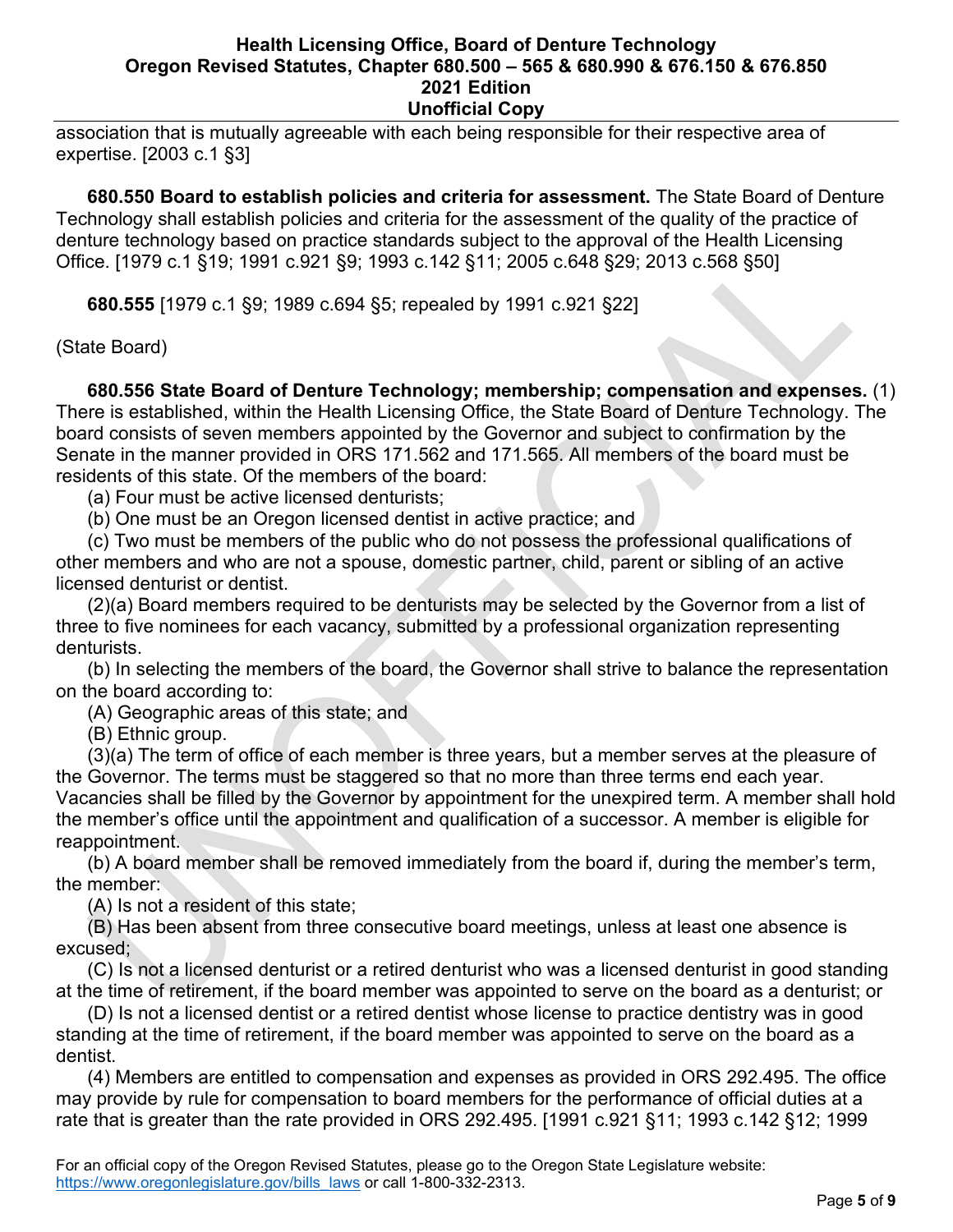association that is mutually agreeable with each being responsible for their respective area of expertise. [2003 c.1 §3]

**680.550 Board to establish policies and criteria for assessment.** The State Board of Denture Technology shall establish policies and criteria for the assessment of the quality of the practice of denture technology based on practice standards subject to the approval of the Health Licensing Office. [1979 c.1 §19; 1991 c.921 §9; 1993 c.142 §11; 2005 c.648 §29; 2013 c.568 §50]

**680.555** [1979 c.1 §9; 1989 c.694 §5; repealed by 1991 c.921 §22]

(State Board)

**680.556 State Board of Denture Technology; membership; compensation and expenses.** (1) There is established, within the Health Licensing Office, the State Board of Denture Technology. The board consists of seven members appointed by the Governor and subject to confirmation by the Senate in the manner provided in ORS 171.562 and 171.565. All members of the board must be residents of this state. Of the members of the board:

(a) Four must be active licensed denturists;

(b) One must be an Oregon licensed dentist in active practice; and

(c) Two must be members of the public who do not possess the professional qualifications of other members and who are not a spouse, domestic partner, child, parent or sibling of an active licensed denturist or dentist.

(2)(a) Board members required to be denturists may be selected by the Governor from a list of three to five nominees for each vacancy, submitted by a professional organization representing denturists.

(b) In selecting the members of the board, the Governor shall strive to balance the representation on the board according to:

(A) Geographic areas of this state; and

(B) Ethnic group.

(3)(a) The term of office of each member is three years, but a member serves at the pleasure of the Governor. The terms must be staggered so that no more than three terms end each year. Vacancies shall be filled by the Governor by appointment for the unexpired term. A member shall hold the member's office until the appointment and qualification of a successor. A member is eligible for reappointment.

(b) A board member shall be removed immediately from the board if, during the member's term, the member:

(A) Is not a resident of this state;

(B) Has been absent from three consecutive board meetings, unless at least one absence is excused;

(C) Is not a licensed denturist or a retired denturist who was a licensed denturist in good standing at the time of retirement, if the board member was appointed to serve on the board as a denturist; or

(D) Is not a licensed dentist or a retired dentist whose license to practice dentistry was in good standing at the time of retirement, if the board member was appointed to serve on the board as a dentist.

(4) Members are entitled to compensation and expenses as provided in ORS 292.495. The office may provide by rule for compensation to board members for the performance of official duties at a rate that is greater than the rate provided in ORS 292.495. [1991 c.921 §11; 1993 c.142 §12; 1999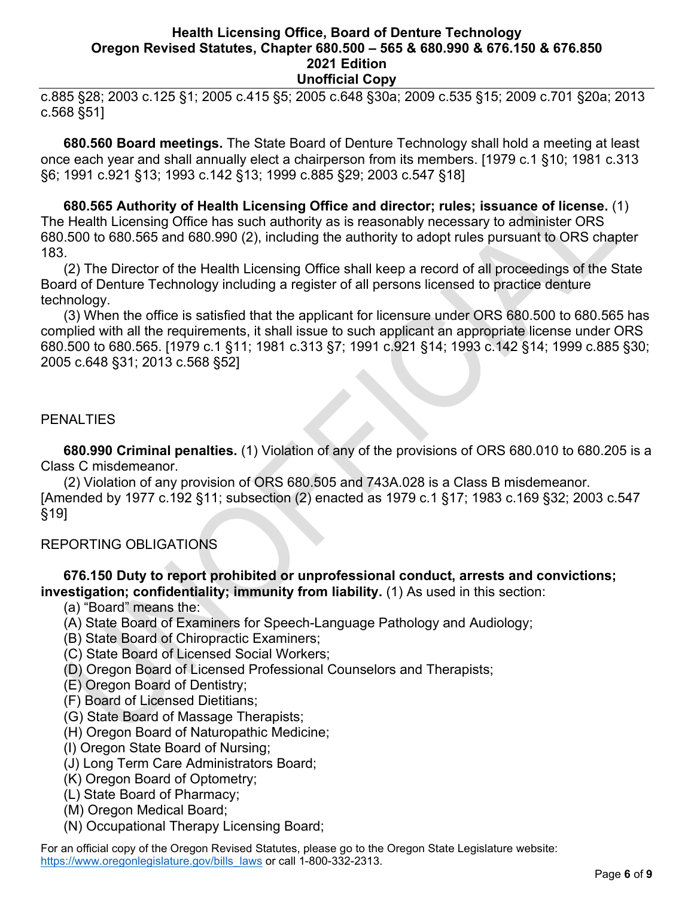c.885 §28; 2003 c.125 §1; 2005 c.415 §5; 2005 c.648 §30a; 2009 c.535 §15; 2009 c.701 §20a; 2013 c.568 §51]

**680.560 Board meetings.** The State Board of Denture Technology shall hold a meeting at least once each year and shall annually elect a chairperson from its members. [1979 c.1 §10; 1981 c.313 §6; 1991 c.921 §13; 1993 c.142 §13; 1999 c.885 §29; 2003 c.547 §18]

**680.565 Authority of Health Licensing Office and director; rules; issuance of license.** (1) The Health Licensing Office has such authority as is reasonably necessary to administer ORS 680.500 to 680.565 and 680.990 (2), including the authority to adopt rules pursuant to ORS chapter 183.

(2) The Director of the Health Licensing Office shall keep a record of all proceedings of the State Board of Denture Technology including a register of all persons licensed to practice denture technology.

(3) When the office is satisfied that the applicant for licensure under ORS 680.500 to 680.565 has complied with all the requirements, it shall issue to such applicant an appropriate license under ORS 680.500 to 680.565. [1979 c.1 §11; 1981 c.313 §7; 1991 c.921 §14; 1993 c.142 §14; 1999 c.885 §30; 2005 c.648 §31; 2013 c.568 §52]

## PENALTIES

**680.990 Criminal penalties.** (1) Violation of any of the provisions of ORS 680.010 to 680.205 is a Class C misdemeanor.

(2) Violation of any provision of ORS 680.505 and 743A.028 is a Class B misdemeanor. [Amended by 1977 c.192 §11; subsection (2) enacted as 1979 c.1 §17; 1983 c.169 §32; 2003 c.547 §19]

## REPORTING OBLIGATIONS

**676.150 Duty to report prohibited or unprofessional conduct, arrests and convictions; investigation; confidentiality; immunity from liability.** (1) As used in this section:

(a) "Board" means the:

(A) State Board of Examiners for Speech-Language Pathology and Audiology;
(B) State Board of Chiropractic Examiners;
(C) State Board of Licensed Social Workers;
(D) Oregon Board of Licensed Professional Counselors and Therapists;
(E) Oregon Board of Dentistry;
(F) Board of Licensed Dietitians;
(G) State Board of Massage Therapists;
(H) Oregon Board of Naturopathic Medicine;
(I) Oregon State Board of Nursing;
(J) Long Term Care Administrators Board;
(K) Oregon Board of Optometry;
(L) State Board of Pharmacy;
(M) Oregon Medical Board;
(N) Occupational Therapy Licensing Board;

For an official copy of the Oregon Revised Statutes, please go to the Oregon State Legislature website: https://www.oregonlegislature.gov/bills_laws or call 1-800-332-2313.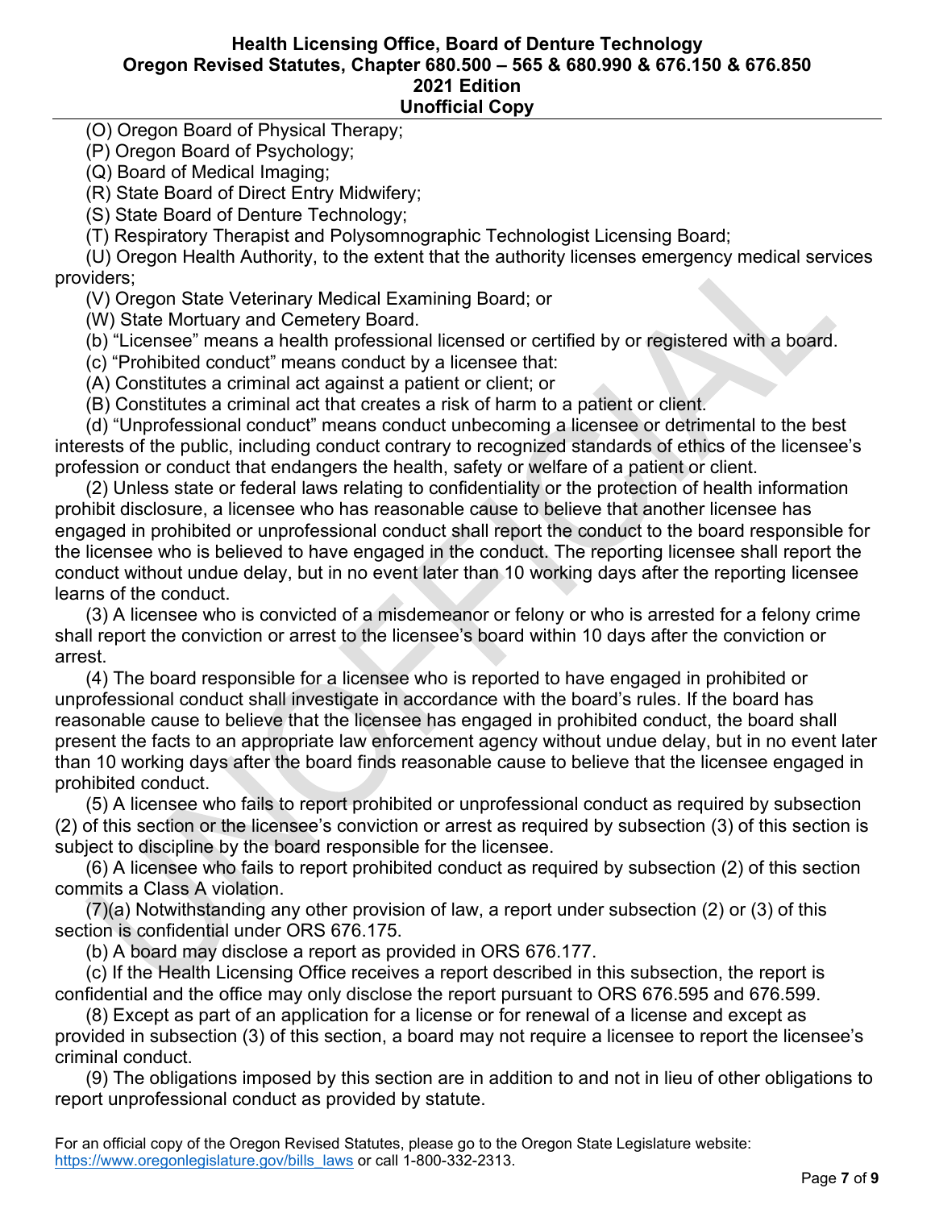(O) Oregon Board of Physical Therapy;

(P) Oregon Board of Psychology;

(Q) Board of Medical Imaging;

(R) State Board of Direct Entry Midwifery;

(S) State Board of Denture Technology;

(T) Respiratory Therapist and Polysomnographic Technologist Licensing Board;

(U) Oregon Health Authority, to the extent that the authority licenses emergency medical services providers;

(V) Oregon State Veterinary Medical Examining Board; or

(W) State Mortuary and Cemetery Board.

(b) "Licensee" means a health professional licensed or certified by or registered with a board.

(c) "Prohibited conduct" means conduct by a licensee that:

(A) Constitutes a criminal act against a patient or client; or

(B) Constitutes a criminal act that creates a risk of harm to a patient or client.

(d) "Unprofessional conduct" means conduct unbecoming a licensee or detrimental to the best interests of the public, including conduct contrary to recognized standards of ethics of the licensee's profession or conduct that endangers the health, safety or welfare of a patient or client.

(2) Unless state or federal laws relating to confidentiality or the protection of health information prohibit disclosure, a licensee who has reasonable cause to believe that another licensee has engaged in prohibited or unprofessional conduct shall report the conduct to the board responsible for the licensee who is believed to have engaged in the conduct. The reporting licensee shall report the conduct without undue delay, but in no event later than 10 working days after the reporting licensee learns of the conduct.

(3) A licensee who is convicted of a misdemeanor or felony or who is arrested for a felony crime shall report the conviction or arrest to the licensee's board within 10 days after the conviction or arrest.

(4) The board responsible for a licensee who is reported to have engaged in prohibited or unprofessional conduct shall investigate in accordance with the board's rules. If the board has reasonable cause to believe that the licensee has engaged in prohibited conduct, the board shall present the facts to an appropriate law enforcement agency without undue delay, but in no event later than 10 working days after the board finds reasonable cause to believe that the licensee engaged in prohibited conduct.

(5) A licensee who fails to report prohibited or unprofessional conduct as required by subsection (2) of this section or the licensee's conviction or arrest as required by subsection (3) of this section is subject to discipline by the board responsible for the licensee.

(6) A licensee who fails to report prohibited conduct as required by subsection (2) of this section commits a Class A violation.

(7)(a) Notwithstanding any other provision of law, a report under subsection (2) or (3) of this section is confidential under ORS 676.175.

(b) A board may disclose a report as provided in ORS 676.177.

(c) If the Health Licensing Office receives a report described in this subsection, the report is confidential and the office may only disclose the report pursuant to ORS 676.595 and 676.599.

(8) Except as part of an application for a license or for renewal of a license and except as provided in subsection (3) of this section, a board may not require a licensee to report the licensee's criminal conduct.

(9) The obligations imposed by this section are in addition to and not in lieu of other obligations to report unprofessional conduct as provided by statute.

For an official copy of the Oregon Revised Statutes, please go to the Oregon State Legislature website: https://www.oregonlegislature.gov/bills_laws or call 1-800-332-2313.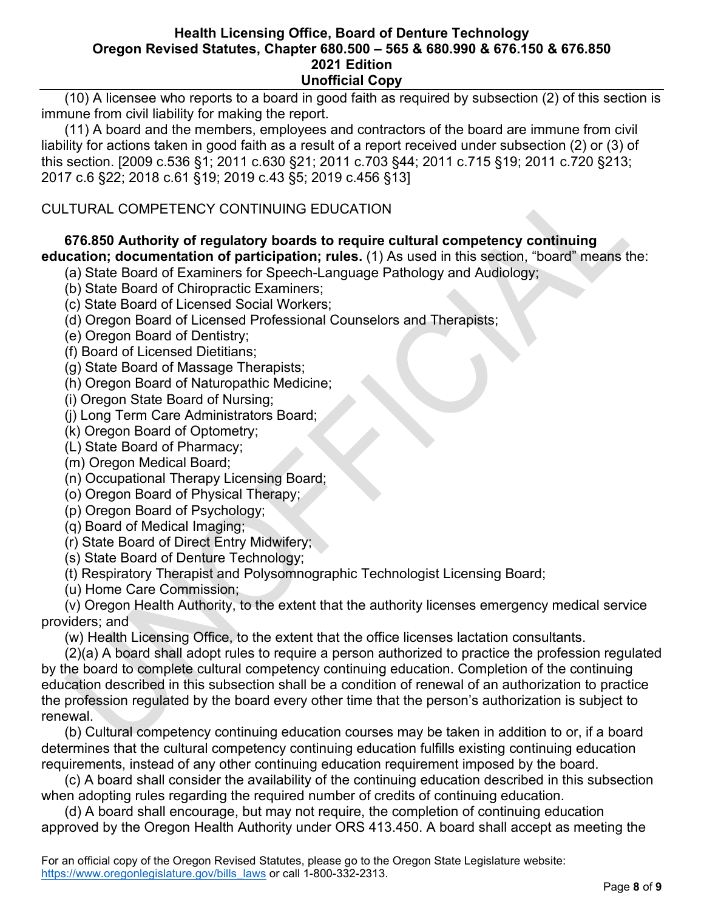(10) A licensee who reports to a board in good faith as required by subsection (2) of this section is immune from civil liability for making the report.

(11) A board and the members, employees and contractors of the board are immune from civil liability for actions taken in good faith as a result of a report received under subsection (2) or (3) of this section. [2009 c.536 §1; 2011 c.630 §21; 2011 c.703 §44; 2011 c.715 §19; 2011 c.720 §213; 2017 c.6 §22; 2018 c.61 §19; 2019 c.43 §5; 2019 c.456 §13]

CULTURAL COMPETENCY CONTINUING EDUCATION

**676.850 Authority of regulatory boards to require cultural competency continuing education; documentation of participation; rules.** (1) As used in this section, "board" means the:

(a) State Board of Examiners for Speech-Language Pathology and Audiology;

(b) State Board of Chiropractic Examiners;

(c) State Board of Licensed Social Workers;

(d) Oregon Board of Licensed Professional Counselors and Therapists;

(e) Oregon Board of Dentistry;

(f) Board of Licensed Dietitians;

(g) State Board of Massage Therapists;

(h) Oregon Board of Naturopathic Medicine;

(i) Oregon State Board of Nursing;

(j) Long Term Care Administrators Board;

(k) Oregon Board of Optometry;

(L) State Board of Pharmacy;

(m) Oregon Medical Board;

(n) Occupational Therapy Licensing Board;

(o) Oregon Board of Physical Therapy;

(p) Oregon Board of Psychology;

(q) Board of Medical Imaging;

(r) State Board of Direct Entry Midwifery;

(s) State Board of Denture Technology;

(t) Respiratory Therapist and Polysomnographic Technologist Licensing Board;

(u) Home Care Commission;

(v) Oregon Health Authority, to the extent that the authority licenses emergency medical service providers; and

(w) Health Licensing Office, to the extent that the office licenses lactation consultants.

(2)(a) A board shall adopt rules to require a person authorized to practice the profession regulated by the board to complete cultural competency continuing education. Completion of the continuing education described in this subsection shall be a condition of renewal of an authorization to practice the profession regulated by the board every other time that the person's authorization is subject to renewal.

(b) Cultural competency continuing education courses may be taken in addition to or, if a board determines that the cultural competency continuing education fulfills existing continuing education requirements, instead of any other continuing education requirement imposed by the board.

(c) A board shall consider the availability of the continuing education described in this subsection when adopting rules regarding the required number of credits of continuing education.

(d) A board shall encourage, but may not require, the completion of continuing education approved by the Oregon Health Authority under ORS 413.450. A board shall accept as meeting the

For an official copy of the Oregon Revised Statutes, please go to the Oregon State Legislature website: https://www.oregonlegislature.gov/bills_laws or call 1-800-332-2313.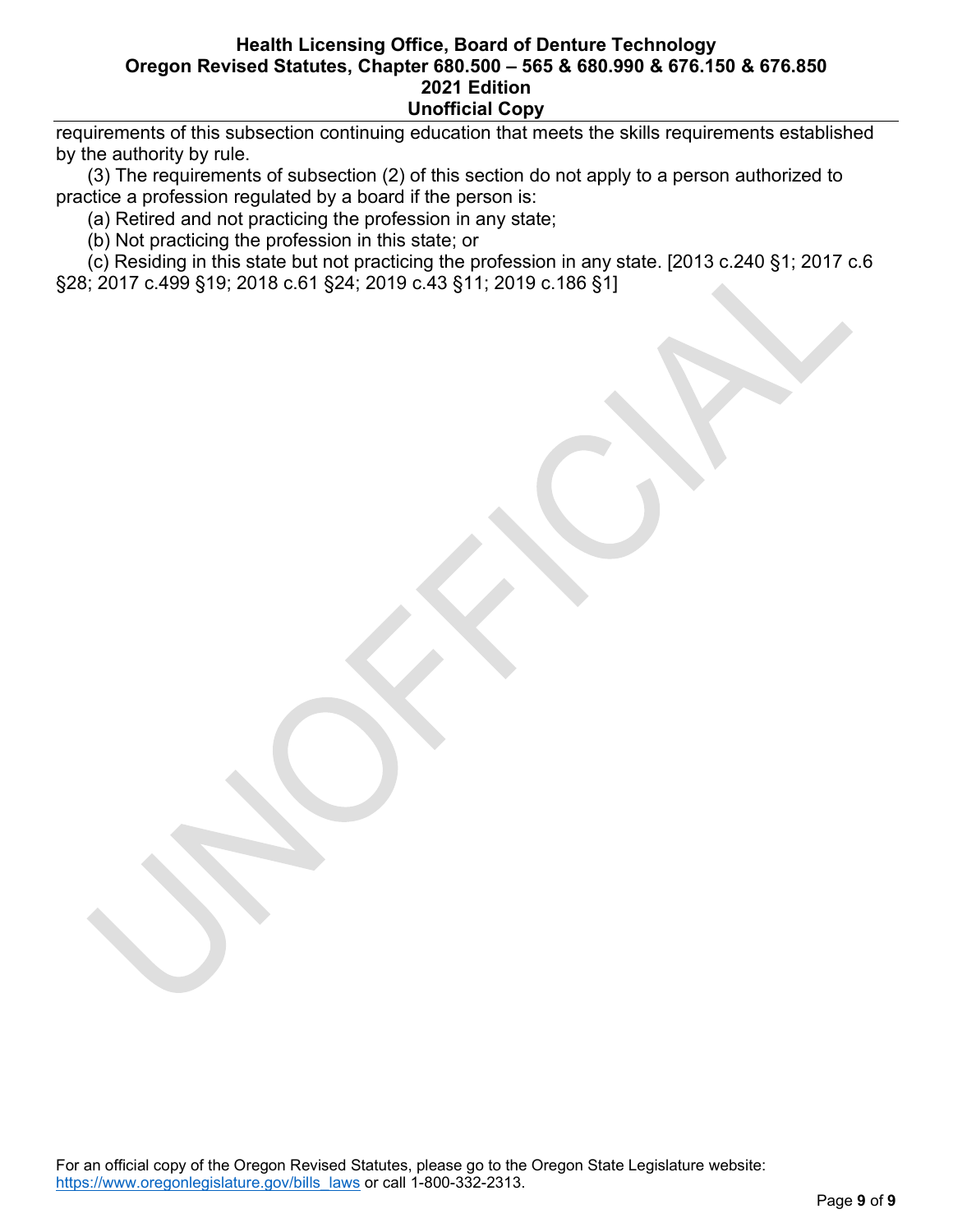requirements of this subsection continuing education that meets the skills requirements established by the authority by rule.

(3) The requirements of subsection (2) of this section do not apply to a person authorized to practice a profession regulated by a board if the person is:

(a) Retired and not practicing the profession in any state;

(b) Not practicing the profession in this state; or

(c) Residing in this state but not practicing the profession in any state. [2013 c.240 §1; 2017 c.6 §28; 2017 c.499 §19; 2018 c.61 §24; 2019 c.43 §11; 2019 c.186 §1]

For an official copy of the Oregon Revised Statutes, please go to the Oregon State Legislature website: https://www.oregonlegislature.gov/bills_laws or call 1-800-332-2313.